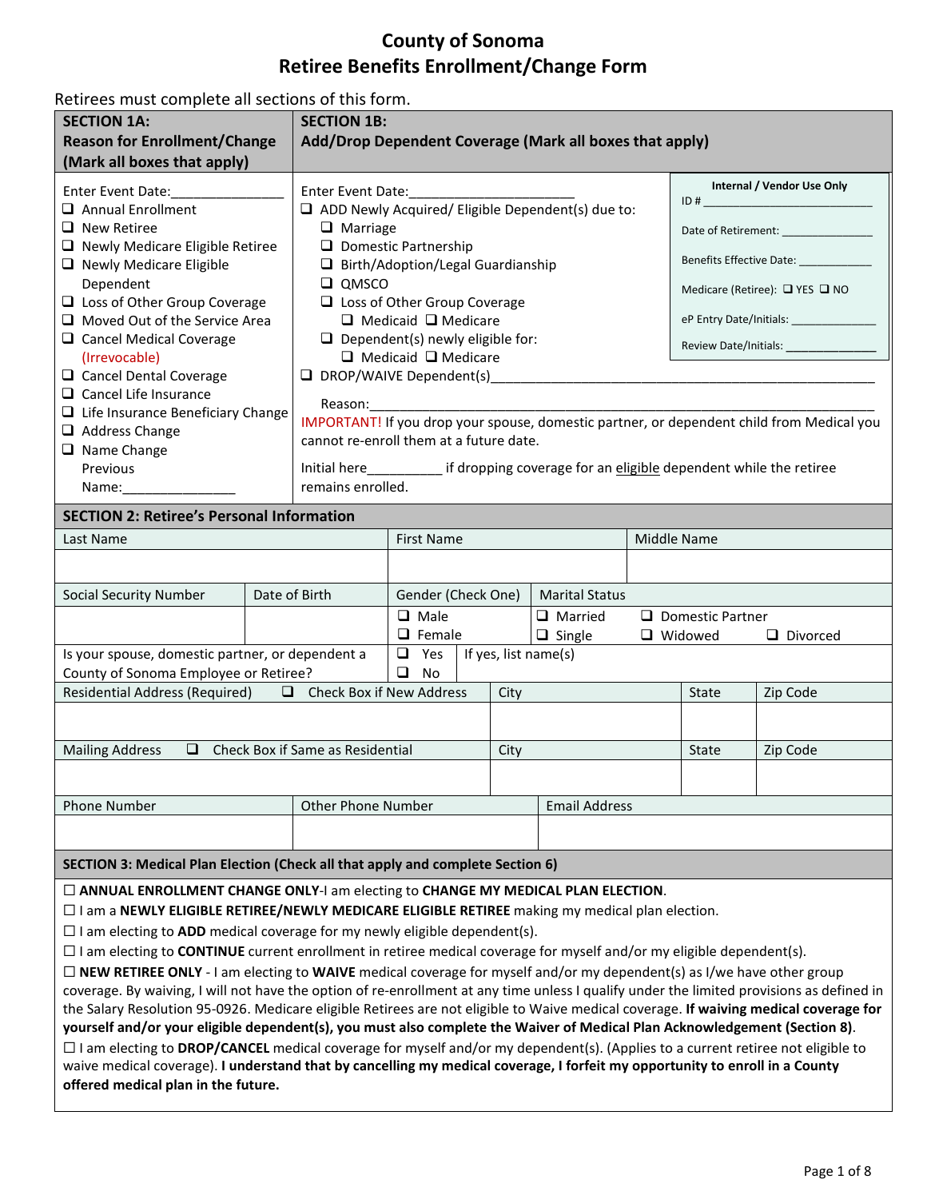# County of Sonoma
## Retiree Benefits Enrollment/Change Form

Retirees must complete all sections of this form.

### SECTION 1A: Reason for Enrollment/Change (Mark all boxes that apply)

Enter Event Date:_______________

- ❑ Annual Enrollment
- ❑ New Retiree
- ❑ Newly Medicare Eligible Retiree
- ❑ Newly Medicare Eligible Dependent
- ❑ Loss of Other Group Coverage
- ❑ Moved Out of the Service Area
- ❑ Cancel Medical Coverage (Irrevocable)
- ❑ Cancel Dental Coverage
- ❑ Cancel Life Insurance
- ❑ Life Insurance Beneficiary Change
- ❑ Address Change
- ❑ Name Change
  Previous Name:_______________

### SECTION 1B: Add/Drop Dependent Coverage (Mark all boxes that apply)

Enter Event Date:_____________________

- ❑ ADD Newly Acquired/ Eligible Dependent(s) due to:
  - ❑ Marriage
  - ❑ Domestic Partnership
  - ❑ Birth/Adoption/Legal Guardianship
  - ❑ QMSCO
  - ❑ Loss of Other Group Coverage
    - ❑ Medicaid ❑ Medicare
  - ❑ Dependent(s) newly eligible for:
    - ❑ Medicaid ❑ Medicare
- ❑ DROP/WAIVE Dependent(s)_______________________________________________________

  Reason:_______________________________________________________________

IMPORTANT! If you drop your spouse, domestic partner, or dependent child from Medical you cannot re-enroll them at a future date.

Initial here__________ if dropping coverage for an eligible dependent while the retiree remains enrolled.

**Internal / Vendor Use Only**

ID # ___________________________

Date of Retirement: _______________

Benefits Effective Date: ___________

Medicare (Retiree): ❑ YES ❑ NO

eP Entry Date/Initials: _____________

Review Date/Initials: ______________

### SECTION 2: Retiree's Personal Information

| Last Name | | First Name | | Middle Name |
|---|---|---|---|---|
| | | | | |
| Social Security Number | Date of Birth | Gender (Check One) | Marital Status | |
| | | ❑ Male ❑ Female | ❑ Married ❑ Single | ❑ Domestic Partner ❑ Widowed ❑ Divorced |
| Is your spouse, domestic partner, or dependent a County of Sonoma Employee or Retiree? | | ❑ Yes ❑ No | If yes, list name(s) | |

| Residential Address (Required) ❑ Check Box if New Address | City | State | Zip Code |
|---|---|---|---|
| | | | |
| Mailing Address ❑ Check Box if Same as Residential | City | State | Zip Code |
| | | | |

| Phone Number | Other Phone Number | Email Address |
|---|---|---|
| | | |

### SECTION 3: Medical Plan Election (Check all that apply and complete Section 6)

☐ **ANNUAL ENROLLMENT CHANGE ONLY**-I am electing to **CHANGE MY MEDICAL PLAN ELECTION**.

☐ I am a **NEWLY ELIGIBLE RETIREE/NEWLY MEDICARE ELIGIBLE RETIREE** making my medical plan election.

☐ I am electing to **ADD** medical coverage for my newly eligible dependent(s).

☐ I am electing to **CONTINUE** current enrollment in retiree medical coverage for myself and/or my eligible dependent(s).

☐ **NEW RETIREE ONLY** - I am electing to **WAIVE** medical coverage for myself and/or my dependent(s) as I/we have other group coverage. By waiving, I will not have the option of re-enrollment at any time unless I qualify under the limited provisions as defined in the Salary Resolution 95-0926. Medicare eligible Retirees are not eligible to Waive medical coverage. **If waiving medical coverage for yourself and/or your eligible dependent(s), you must also complete the Waiver of Medical Plan Acknowledgement (Section 8)**.

☐ I am electing to **DROP/CANCEL** medical coverage for myself and/or my dependent(s). (Applies to a current retiree not eligible to waive medical coverage). **I understand that by cancelling my medical coverage, I forfeit my opportunity to enroll in a County offered medical plan in the future.**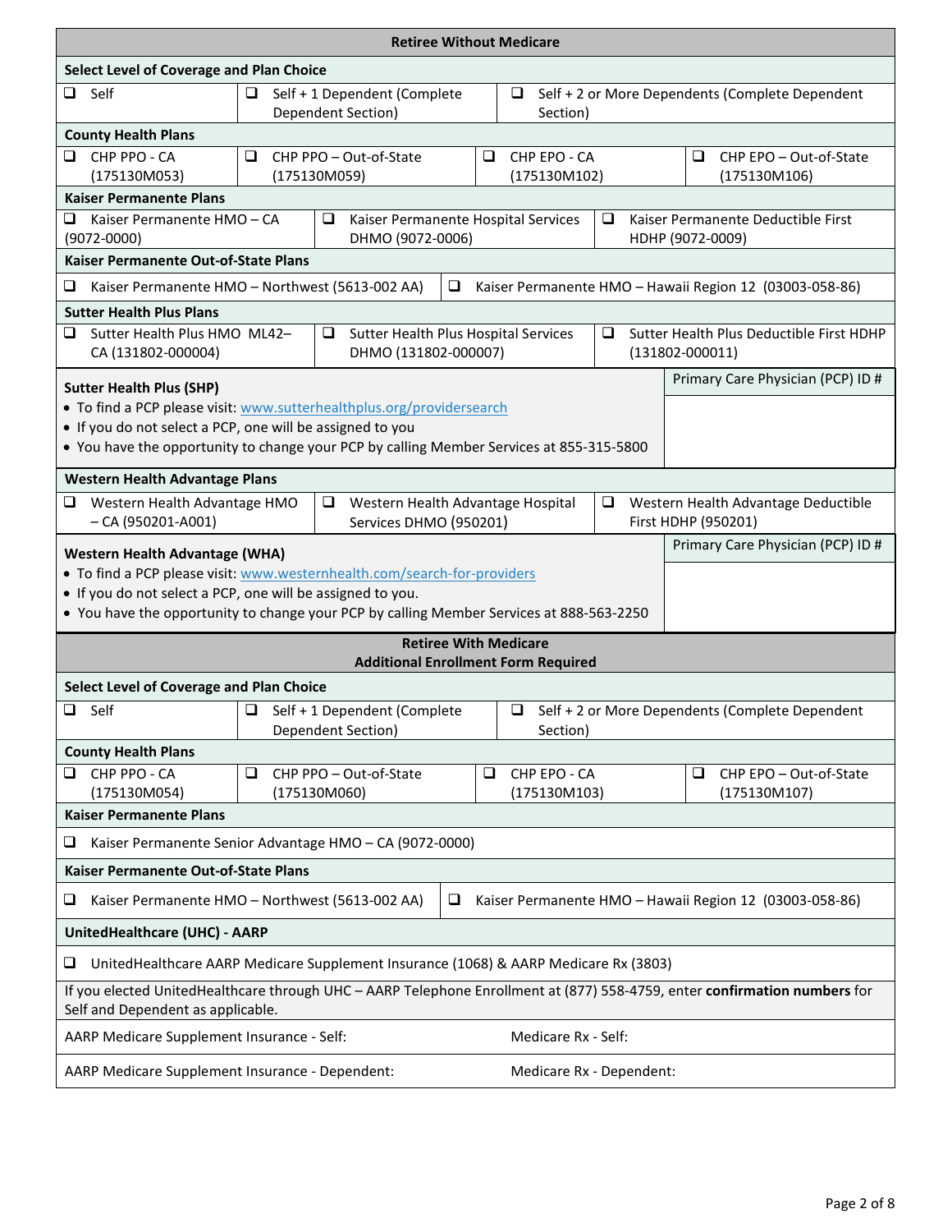## Retiree Without Medicare

### Select Level of Coverage and Plan Choice

- ❑ Self
- ❑ Self + 1 Dependent (Complete Dependent Section)
- ❑ Self + 2 or More Dependents (Complete Dependent Section)

### County Health Plans

- ❑ CHP PPO - CA (175130M053)
- ❑ CHP PPO – Out-of-State (175130M059)
- ❑ CHP EPO - CA (175130M102)
- ❑ CHP EPO – Out-of-State (175130M106)

### Kaiser Permanente Plans

- ❑ Kaiser Permanente HMO – CA (9072-0000)
- ❑ Kaiser Permanente Hospital Services DHMO (9072-0006)
- ❑ Kaiser Permanente Deductible First HDHP (9072-0009)

### Kaiser Permanente Out-of-State Plans

- ❑ Kaiser Permanente HMO – Northwest (5613-002 AA)
- ❑ Kaiser Permanente HMO – Hawaii Region 12 (03003-058-86)

### Sutter Health Plus Plans

- ❑ Sutter Health Plus HMO ML42– CA (131802-000004)
- ❑ Sutter Health Plus Hospital Services DHMO (131802-000007)
- ❑ Sutter Health Plus Deductible First HDHP (131802-000011)

**Sutter Health Plus (SHP)**

- To find a PCP please visit: www.sutterhealthplus.org/providersearch
- If you do not select a PCP, one will be assigned to you
- You have the opportunity to change your PCP by calling Member Services at 855-315-5800

Primary Care Physician (PCP) ID #:

### Western Health Advantage Plans

- ❑ Western Health Advantage HMO – CA (950201-A001)
- ❑ Western Health Advantage Hospital Services DHMO (950201)
- ❑ Western Health Advantage Deductible First HDHP (950201)

**Western Health Advantage (WHA)**

- To find a PCP please visit: www.westernhealth.com/search-for-providers
- If you do not select a PCP, one will be assigned to you.
- You have the opportunity to change your PCP by calling Member Services at 888-563-2250

Primary Care Physician (PCP) ID #:

## Retiree With Medicare
**Additional Enrollment Form Required**

### Select Level of Coverage and Plan Choice

- ❑ Self
- ❑ Self + 1 Dependent (Complete Dependent Section)
- ❑ Self + 2 or More Dependents (Complete Dependent Section)

### County Health Plans

- ❑ CHP PPO - CA (175130M054)
- ❑ CHP PPO – Out-of-State (175130M060)
- ❑ CHP EPO - CA (175130M103)
- ❑ CHP EPO – Out-of-State (175130M107)

### Kaiser Permanente Plans

- ❑ Kaiser Permanente Senior Advantage HMO – CA (9072-0000)

### Kaiser Permanente Out-of-State Plans

- ❑ Kaiser Permanente HMO – Northwest (5613-002 AA)
- ❑ Kaiser Permanente HMO – Hawaii Region 12 (03003-058-86)

### UnitedHealthcare (UHC) - AARP

- ❑ UnitedHealthcare AARP Medicare Supplement Insurance (1068) & AARP Medicare Rx (3803)

If you elected UnitedHealthcare through UHC – AARP Telephone Enrollment at (877) 558-4759, enter **confirmation numbers** for Self and Dependent as applicable.

| | |
|---|---|
| AARP Medicare Supplement Insurance - Self: | Medicare Rx - Self: |
| AARP Medicare Supplement Insurance - Dependent: | Medicare Rx - Dependent: |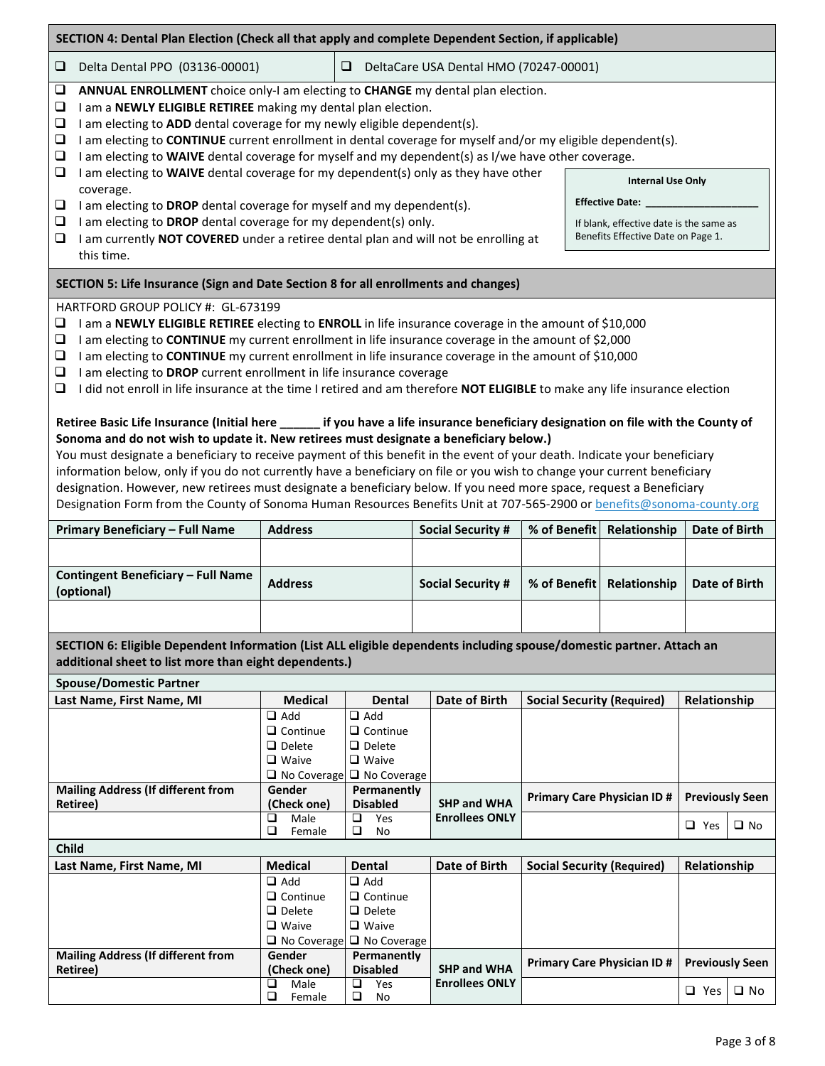## SECTION 4: Dental Plan Election (Check all that apply and complete Dependent Section, if applicable)

❑ Delta Dental PPO (03136-00001) ❑ DeltaCare USA Dental HMO (70247-00001)

- ❑ **ANNUAL ENROLLMENT** choice only-I am electing to **CHANGE** my dental plan election.
- ❑ I am a **NEWLY ELIGIBLE RETIREE** making my dental plan election.
- ❑ I am electing to **ADD** dental coverage for my newly eligible dependent(s).
- ❑ I am electing to **CONTINUE** current enrollment in dental coverage for myself and/or my eligible dependent(s).
- ❑ I am electing to **WAIVE** dental coverage for myself and my dependent(s) as I/we have other coverage.
- ❑ I am electing to **WAIVE** dental coverage for my dependent(s) only as they have other coverage.
- ❑ I am electing to **DROP** dental coverage for myself and my dependent(s).
- ❑ I am electing to **DROP** dental coverage for my dependent(s) only.
- ❑ I am currently **NOT COVERED** under a retiree dental plan and will not be enrolling at this time.

> **Internal Use Only**
>
> **Effective Date:** ___________________
>
> If blank, effective date is the same as Benefits Effective Date on Page 1.

## SECTION 5: Life Insurance (Sign and Date Section 8 for all enrollments and changes)

HARTFORD GROUP POLICY #: GL-673199

- ❑ I am a **NEWLY ELIGIBLE RETIREE** electing to **ENROLL** in life insurance coverage in the amount of $10,000
- ❑ I am electing to **CONTINUE** my current enrollment in life insurance coverage in the amount of $2,000
- ❑ I am electing to **CONTINUE** my current enrollment in life insurance coverage in the amount of $10,000
- ❑ I am electing to **DROP** current enrollment in life insurance coverage
- ❑ I did not enroll in life insurance at the time I retired and am therefore **NOT ELIGIBLE** to make any life insurance election

**Retiree Basic Life Insurance (Initial here ______ if you have a life insurance beneficiary designation on file with the County of Sonoma and do not wish to update it. New retirees must designate a beneficiary below.)**

You must designate a beneficiary to receive payment of this benefit in the event of your death. Indicate your beneficiary information below, only if you do not currently have a beneficiary on file or you wish to change your current beneficiary designation. However, new retirees must designate a beneficiary below. If you need more space, request a Beneficiary Designation Form from the County of Sonoma Human Resources Benefits Unit at 707-565-2900 or benefits@sonoma-county.org

| Primary Beneficiary – Full Name | Address | Social Security # | % of Benefit | Relationship | Date of Birth |
|---|---|---|---|---|---|
| | | | | | |
| **Contingent Beneficiary – Full Name (optional)** | **Address** | **Social Security #** | **% of Benefit** | **Relationship** | **Date of Birth** |
| | | | | | |

## SECTION 6: Eligible Dependent Information (List ALL eligible dependents including spouse/domestic partner. Attach an additional sheet to list more than eight dependents.)

**Spouse/Domestic Partner**

| Last Name, First Name, MI | Medical | Dental | Date of Birth | Social Security (Required) | Relationship |
|---|---|---|---|---|---|
| | ❑ Add ❑ Continue ❑ Delete ❑ Waive ❑ No Coverage | ❑ Add ❑ Continue ❑ Delete ❑ Waive ❑ No Coverage | | | |
| **Mailing Address (If different from Retiree)** | **Gender (Check one)** | **Permanently Disabled** | **SHP and WHA Enrollees ONLY** | **Primary Care Physician ID #** | **Previously Seen** |
| | ❑ Male ❑ Female | ❑ Yes ❑ No | | | ❑ Yes ❑ No |

**Child**

| Last Name, First Name, MI | Medical | Dental | Date of Birth | Social Security (Required) | Relationship |
|---|---|---|---|---|---|
| | ❑ Add ❑ Continue ❑ Delete ❑ Waive ❑ No Coverage | ❑ Add ❑ Continue ❑ Delete ❑ Waive ❑ No Coverage | | | |
| **Mailing Address (If different from Retiree)** | **Gender (Check one)** | **Permanently Disabled** | **SHP and WHA Enrollees ONLY** | **Primary Care Physician ID #** | **Previously Seen** |
| | ❑ Male ❑ Female | ❑ Yes ❑ No | | | ❑ Yes ❑ No |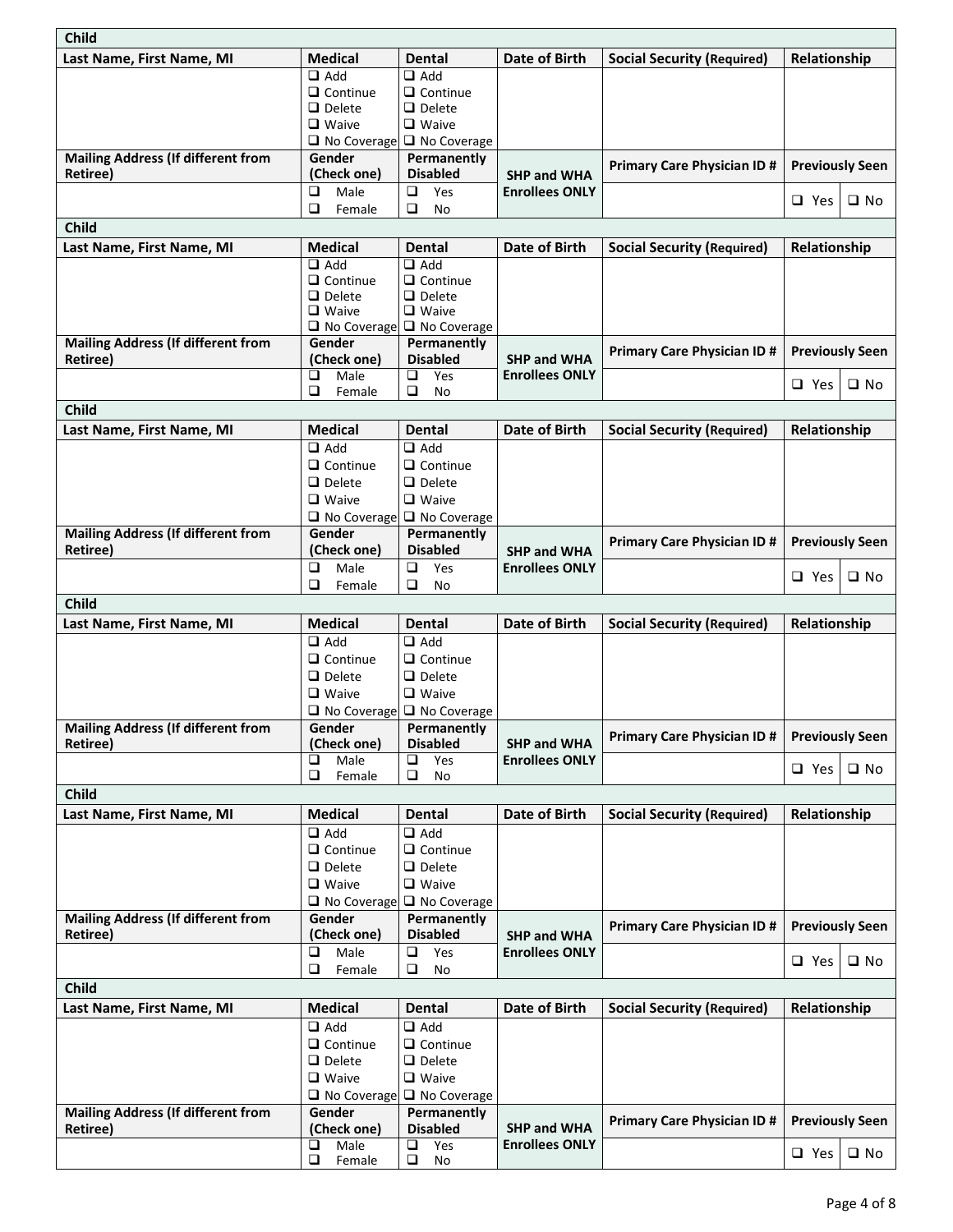| Child | | | | | |
|---|---|---|---|---|---|
| **Last Name, First Name, MI** | **Medical** | **Dental** | **Date of Birth** | **Social Security (Required)** | **Relationship** |
| | ❑ Add<br>❑ Continue<br>❑ Delete<br>❑ Waive<br>❑ No Coverage | ❑ Add<br>❑ Continue<br>❑ Delete<br>❑ Waive<br>❑ No Coverage | | | |
| **Mailing Address (If different from Retiree)** | **Gender (Check one)** | **Permanently Disabled** | **SHP and WHA Enrollees ONLY** | **Primary Care Physician ID #** | **Previously Seen** |
| | ❑ Male<br>❑ Female | ❑ Yes<br>❑ No | | | ❑ Yes ❑ No |

| Child | | | | | |
|---|---|---|---|---|---|
| **Last Name, First Name, MI** | **Medical** | **Dental** | **Date of Birth** | **Social Security (Required)** | **Relationship** |
| | ❑ Add<br>❑ Continue<br>❑ Delete<br>❑ Waive<br>❑ No Coverage | ❑ Add<br>❑ Continue<br>❑ Delete<br>❑ Waive<br>❑ No Coverage | | | |
| **Mailing Address (If different from Retiree)** | **Gender (Check one)** | **Permanently Disabled** | **SHP and WHA Enrollees ONLY** | **Primary Care Physician ID #** | **Previously Seen** |
| | ❑ Male<br>❑ Female | ❑ Yes<br>❑ No | | | ❑ Yes ❑ No |

| Child | | | | | |
|---|---|---|---|---|---|
| **Last Name, First Name, MI** | **Medical** | **Dental** | **Date of Birth** | **Social Security (Required)** | **Relationship** |
| | ❑ Add<br>❑ Continue<br>❑ Delete<br>❑ Waive<br>❑ No Coverage | ❑ Add<br>❑ Continue<br>❑ Delete<br>❑ Waive<br>❑ No Coverage | | | |
| **Mailing Address (If different from Retiree)** | **Gender (Check one)** | **Permanently Disabled** | **SHP and WHA Enrollees ONLY** | **Primary Care Physician ID #** | **Previously Seen** |
| | ❑ Male<br>❑ Female | ❑ Yes<br>❑ No | | | ❑ Yes ❑ No |

| Child | | | | | |
|---|---|---|---|---|---|
| **Last Name, First Name, MI** | **Medical** | **Dental** | **Date of Birth** | **Social Security (Required)** | **Relationship** |
| | ❑ Add<br>❑ Continue<br>❑ Delete<br>❑ Waive<br>❑ No Coverage | ❑ Add<br>❑ Continue<br>❑ Delete<br>❑ Waive<br>❑ No Coverage | | | |
| **Mailing Address (If different from Retiree)** | **Gender (Check one)** | **Permanently Disabled** | **SHP and WHA Enrollees ONLY** | **Primary Care Physician ID #** | **Previously Seen** |
| | ❑ Male<br>❑ Female | ❑ Yes<br>❑ No | | | ❑ Yes ❑ No |

| Child | | | | | |
|---|---|---|---|---|---|
| **Last Name, First Name, MI** | **Medical** | **Dental** | **Date of Birth** | **Social Security (Required)** | **Relationship** |
| | ❑ Add<br>❑ Continue<br>❑ Delete<br>❑ Waive<br>❑ No Coverage | ❑ Add<br>❑ Continue<br>❑ Delete<br>❑ Waive<br>❑ No Coverage | | | |
| **Mailing Address (If different from Retiree)** | **Gender (Check one)** | **Permanently Disabled** | **SHP and WHA Enrollees ONLY** | **Primary Care Physician ID #** | **Previously Seen** |
| | ❑ Male<br>❑ Female | ❑ Yes<br>❑ No | | | ❑ Yes ❑ No |

| Child | | | | | |
|---|---|---|---|---|---|
| **Last Name, First Name, MI** | **Medical** | **Dental** | **Date of Birth** | **Social Security (Required)** | **Relationship** |
| | ❑ Add<br>❑ Continue<br>❑ Delete<br>❑ Waive<br>❑ No Coverage | ❑ Add<br>❑ Continue<br>❑ Delete<br>❑ Waive<br>❑ No Coverage | | | |
| **Mailing Address (If different from Retiree)** | **Gender (Check one)** | **Permanently Disabled** | **SHP and WHA Enrollees ONLY** | **Primary Care Physician ID #** | **Previously Seen** |
| | ❑ Male<br>❑ Female | ❑ Yes<br>❑ No | | | ❑ Yes ❑ No |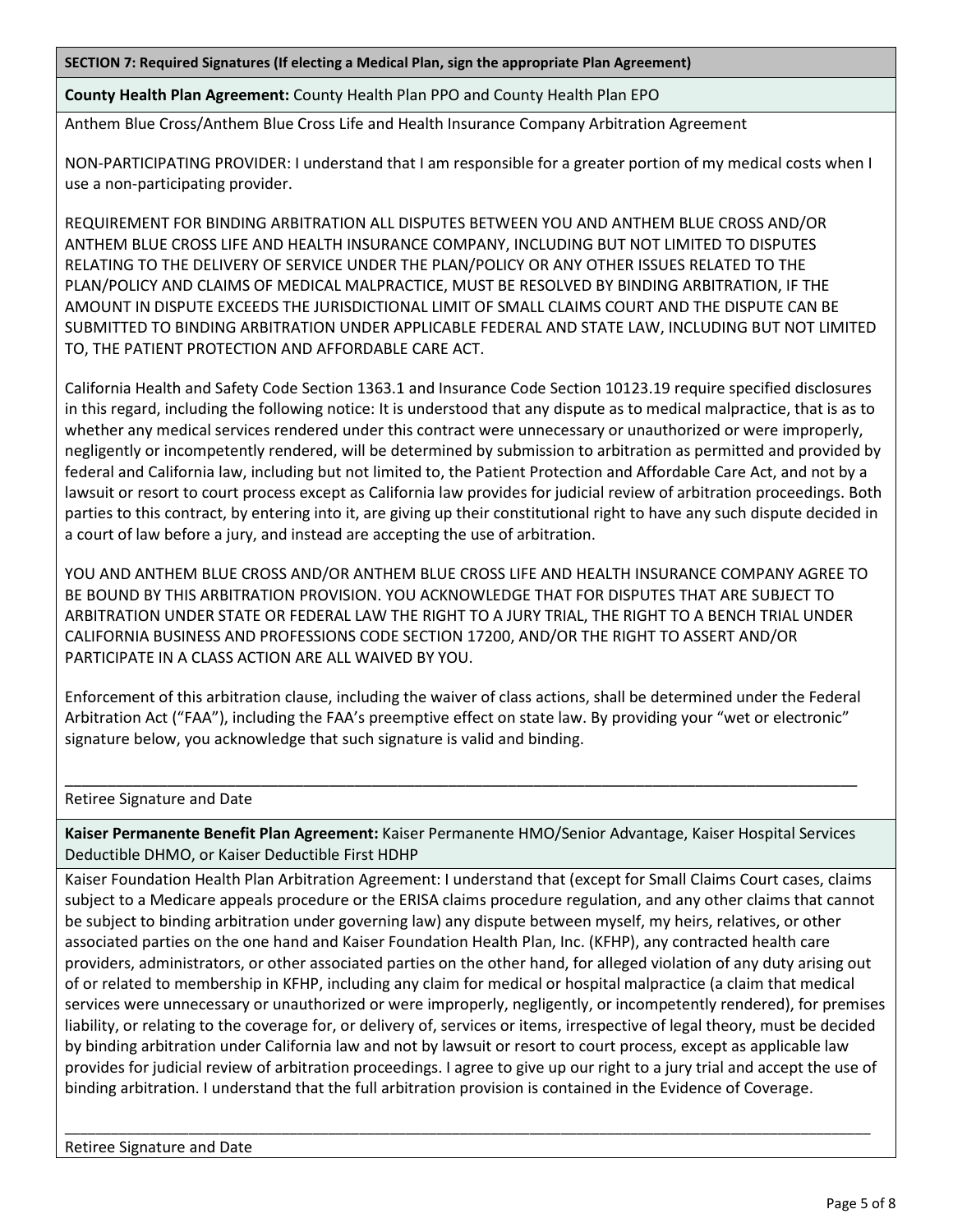**SECTION 7: Required Signatures (If electing a Medical Plan, sign the appropriate Plan Agreement)**

**County Health Plan Agreement:** County Health Plan PPO and County Health Plan EPO

Anthem Blue Cross/Anthem Blue Cross Life and Health Insurance Company Arbitration Agreement

NON-PARTICIPATING PROVIDER: I understand that I am responsible for a greater portion of my medical costs when I use a non-participating provider.

REQUIREMENT FOR BINDING ARBITRATION ALL DISPUTES BETWEEN YOU AND ANTHEM BLUE CROSS AND/OR ANTHEM BLUE CROSS LIFE AND HEALTH INSURANCE COMPANY, INCLUDING BUT NOT LIMITED TO DISPUTES RELATING TO THE DELIVERY OF SERVICE UNDER THE PLAN/POLICY OR ANY OTHER ISSUES RELATED TO THE PLAN/POLICY AND CLAIMS OF MEDICAL MALPRACTICE, MUST BE RESOLVED BY BINDING ARBITRATION, IF THE AMOUNT IN DISPUTE EXCEEDS THE JURISDICTIONAL LIMIT OF SMALL CLAIMS COURT AND THE DISPUTE CAN BE SUBMITTED TO BINDING ARBITRATION UNDER APPLICABLE FEDERAL AND STATE LAW, INCLUDING BUT NOT LIMITED TO, THE PATIENT PROTECTION AND AFFORDABLE CARE ACT.

California Health and Safety Code Section 1363.1 and Insurance Code Section 10123.19 require specified disclosures in this regard, including the following notice: It is understood that any dispute as to medical malpractice, that is as to whether any medical services rendered under this contract were unnecessary or unauthorized or were improperly, negligently or incompetently rendered, will be determined by submission to arbitration as permitted and provided by federal and California law, including but not limited to, the Patient Protection and Affordable Care Act, and not by a lawsuit or resort to court process except as California law provides for judicial review of arbitration proceedings. Both parties to this contract, by entering into it, are giving up their constitutional right to have any such dispute decided in a court of law before a jury, and instead are accepting the use of arbitration.

YOU AND ANTHEM BLUE CROSS AND/OR ANTHEM BLUE CROSS LIFE AND HEALTH INSURANCE COMPANY AGREE TO BE BOUND BY THIS ARBITRATION PROVISION. YOU ACKNOWLEDGE THAT FOR DISPUTES THAT ARE SUBJECT TO ARBITRATION UNDER STATE OR FEDERAL LAW THE RIGHT TO A JURY TRIAL, THE RIGHT TO A BENCH TRIAL UNDER CALIFORNIA BUSINESS AND PROFESSIONS CODE SECTION 17200, AND/OR THE RIGHT TO ASSERT AND/OR PARTICIPATE IN A CLASS ACTION ARE ALL WAIVED BY YOU.

Enforcement of this arbitration clause, including the waiver of class actions, shall be determined under the Federal Arbitration Act ("FAA"), including the FAA's preemptive effect on state law. By providing your "wet or electronic" signature below, you acknowledge that such signature is valid and binding.

______________________________________________________________________________

Retiree Signature and Date

**Kaiser Permanente Benefit Plan Agreement:** Kaiser Permanente HMO/Senior Advantage, Kaiser Hospital Services Deductible DHMO, or Kaiser Deductible First HDHP

Kaiser Foundation Health Plan Arbitration Agreement: I understand that (except for Small Claims Court cases, claims subject to a Medicare appeals procedure or the ERISA claims procedure regulation, and any other claims that cannot be subject to binding arbitration under governing law) any dispute between myself, my heirs, relatives, or other associated parties on the one hand and Kaiser Foundation Health Plan, Inc. (KFHP), any contracted health care providers, administrators, or other associated parties on the other hand, for alleged violation of any duty arising out of or related to membership in KFHP, including any claim for medical or hospital malpractice (a claim that medical services were unnecessary or unauthorized or were improperly, negligently, or incompetently rendered), for premises liability, or relating to the coverage for, or delivery of, services or items, irrespective of legal theory, must be decided by binding arbitration under California law and not by lawsuit or resort to court process, except as applicable law provides for judicial review of arbitration proceedings. I agree to give up our right to a jury trial and accept the use of binding arbitration. I understand that the full arbitration provision is contained in the Evidence of Coverage.

______________________________________________________________________________

Retiree Signature and Date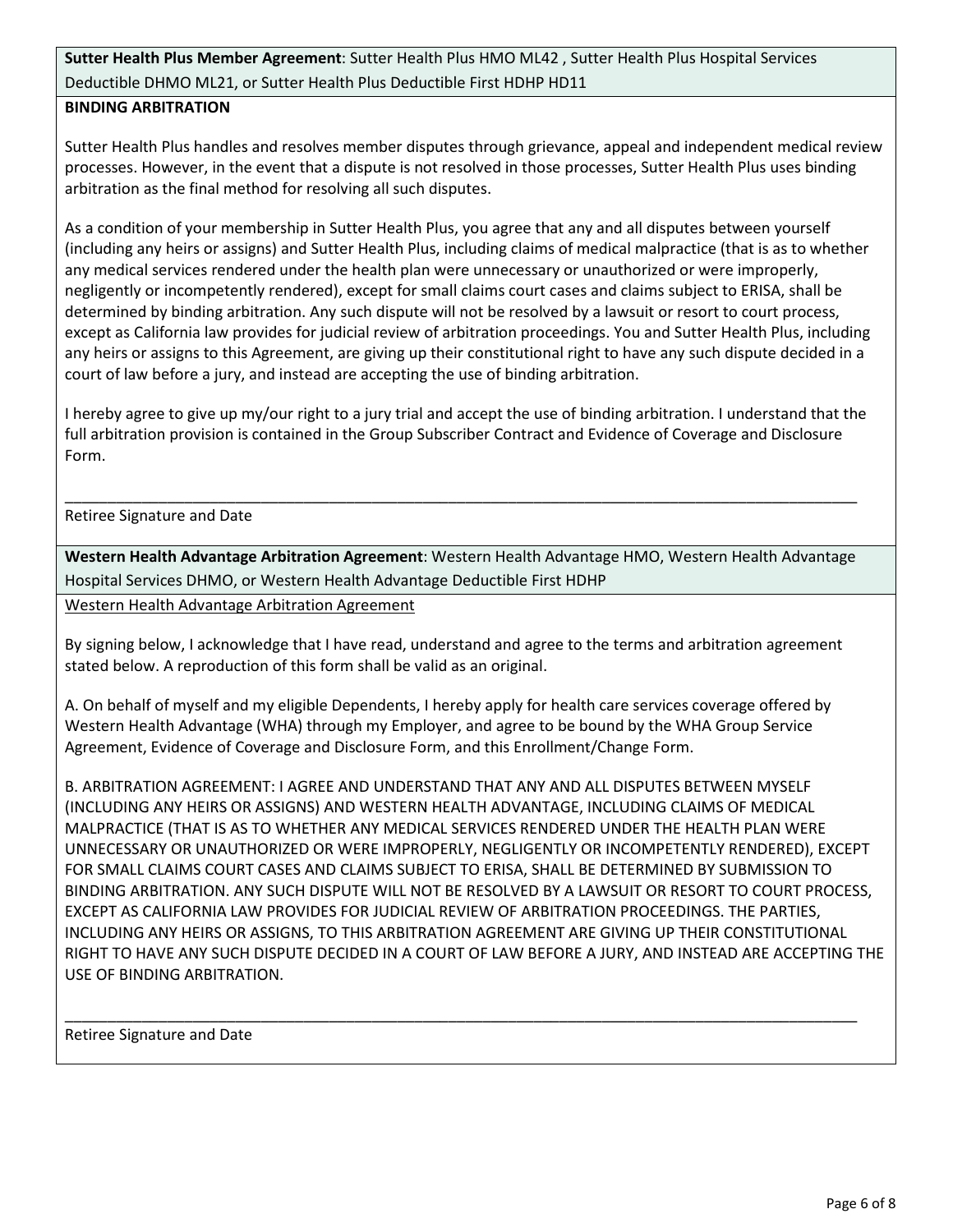**Sutter Health Plus Member Agreement**: Sutter Health Plus HMO ML42 , Sutter Health Plus Hospital Services Deductible DHMO ML21, or Sutter Health Plus Deductible First HDHP HD11

**BINDING ARBITRATION**

Sutter Health Plus handles and resolves member disputes through grievance, appeal and independent medical review processes. However, in the event that a dispute is not resolved in those processes, Sutter Health Plus uses binding arbitration as the final method for resolving all such disputes.

As a condition of your membership in Sutter Health Plus, you agree that any and all disputes between yourself (including any heirs or assigns) and Sutter Health Plus, including claims of medical malpractice (that is as to whether any medical services rendered under the health plan were unnecessary or unauthorized or were improperly, negligently or incompetently rendered), except for small claims court cases and claims subject to ERISA, shall be determined by binding arbitration. Any such dispute will not be resolved by a lawsuit or resort to court process, except as California law provides for judicial review of arbitration proceedings. You and Sutter Health Plus, including any heirs or assigns to this Agreement, are giving up their constitutional right to have any such dispute decided in a court of law before a jury, and instead are accepting the use of binding arbitration.

I hereby agree to give up my/our right to a jury trial and accept the use of binding arbitration. I understand that the full arbitration provision is contained in the Group Subscriber Contract and Evidence of Coverage and Disclosure Form.

_______________________________________________________________________________________________

Retiree Signature and Date

**Western Health Advantage Arbitration Agreement**: Western Health Advantage HMO, Western Health Advantage Hospital Services DHMO, or Western Health Advantage Deductible First HDHP

Western Health Advantage Arbitration Agreement

By signing below, I acknowledge that I have read, understand and agree to the terms and arbitration agreement stated below. A reproduction of this form shall be valid as an original.

A. On behalf of myself and my eligible Dependents, I hereby apply for health care services coverage offered by Western Health Advantage (WHA) through my Employer, and agree to be bound by the WHA Group Service Agreement, Evidence of Coverage and Disclosure Form, and this Enrollment/Change Form.

B. ARBITRATION AGREEMENT: I AGREE AND UNDERSTAND THAT ANY AND ALL DISPUTES BETWEEN MYSELF (INCLUDING ANY HEIRS OR ASSIGNS) AND WESTERN HEALTH ADVANTAGE, INCLUDING CLAIMS OF MEDICAL MALPRACTICE (THAT IS AS TO WHETHER ANY MEDICAL SERVICES RENDERED UNDER THE HEALTH PLAN WERE UNNECESSARY OR UNAUTHORIZED OR WERE IMPROPERLY, NEGLIGENTLY OR INCOMPETENTLY RENDERED), EXCEPT FOR SMALL CLAIMS COURT CASES AND CLAIMS SUBJECT TO ERISA, SHALL BE DETERMINED BY SUBMISSION TO BINDING ARBITRATION. ANY SUCH DISPUTE WILL NOT BE RESOLVED BY A LAWSUIT OR RESORT TO COURT PROCESS, EXCEPT AS CALIFORNIA LAW PROVIDES FOR JUDICIAL REVIEW OF ARBITRATION PROCEEDINGS. THE PARTIES, INCLUDING ANY HEIRS OR ASSIGNS, TO THIS ARBITRATION AGREEMENT ARE GIVING UP THEIR CONSTITUTIONAL RIGHT TO HAVE ANY SUCH DISPUTE DECIDED IN A COURT OF LAW BEFORE A JURY, AND INSTEAD ARE ACCEPTING THE USE OF BINDING ARBITRATION.

_______________________________________________________________________________________________

Retiree Signature and Date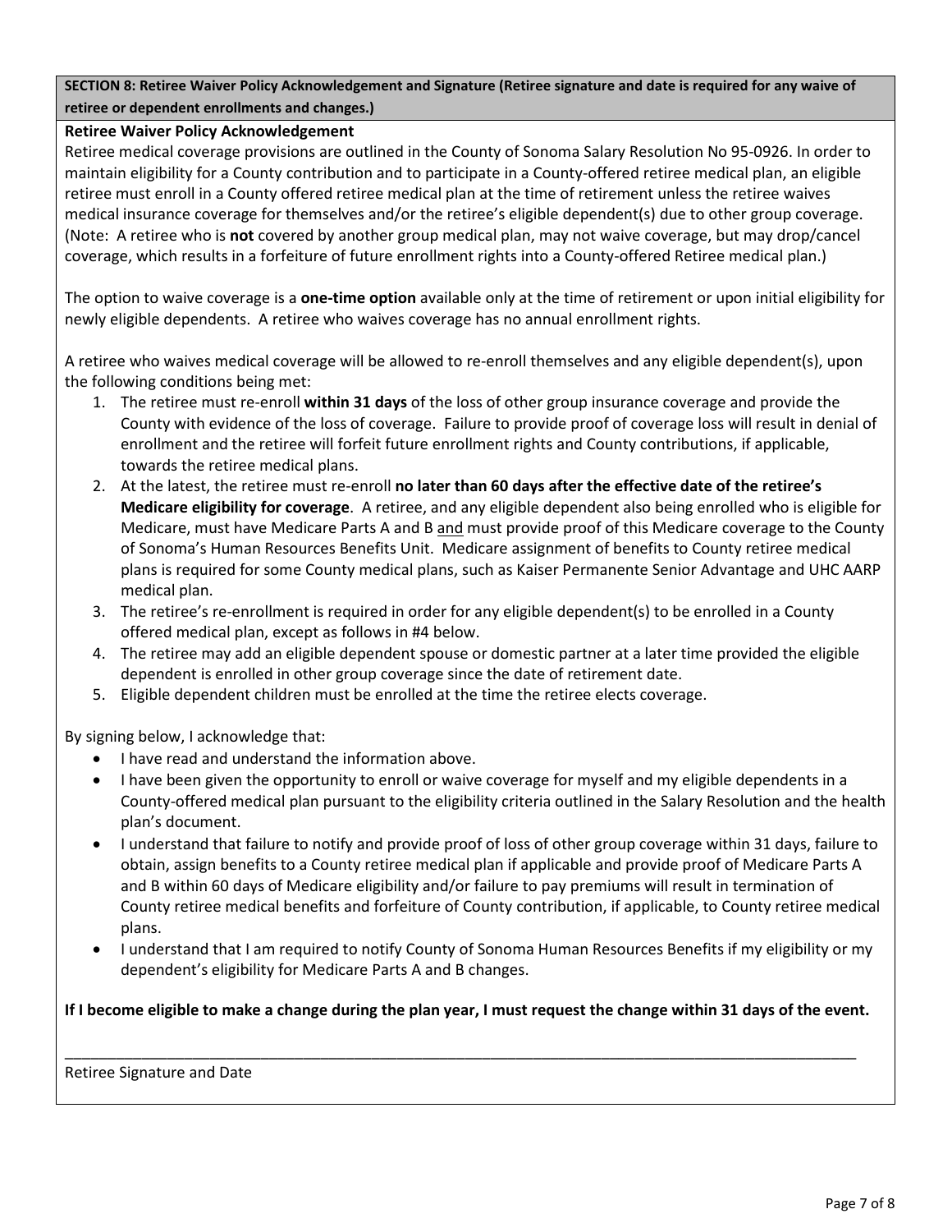**SECTION 8: Retiree Waiver Policy Acknowledgement and Signature (Retiree signature and date is required for any waive of retiree or dependent enrollments and changes.)**

**Retiree Waiver Policy Acknowledgement**

Retiree medical coverage provisions are outlined in the County of Sonoma Salary Resolution No 95-0926. In order to maintain eligibility for a County contribution and to participate in a County-offered retiree medical plan, an eligible retiree must enroll in a County offered retiree medical plan at the time of retirement unless the retiree waives medical insurance coverage for themselves and/or the retiree's eligible dependent(s) due to other group coverage. (Note: A retiree who is **not** covered by another group medical plan, may not waive coverage, but may drop/cancel coverage, which results in a forfeiture of future enrollment rights into a County-offered Retiree medical plan.)

The option to waive coverage is a **one-time option** available only at the time of retirement or upon initial eligibility for newly eligible dependents. A retiree who waives coverage has no annual enrollment rights.

A retiree who waives medical coverage will be allowed to re-enroll themselves and any eligible dependent(s), upon the following conditions being met:

1. The retiree must re-enroll **within 31 days** of the loss of other group insurance coverage and provide the County with evidence of the loss of coverage. Failure to provide proof of coverage loss will result in denial of enrollment and the retiree will forfeit future enrollment rights and County contributions, if applicable, towards the retiree medical plans.
2. At the latest, the retiree must re-enroll **no later than 60 days after the effective date of the retiree's Medicare eligibility for coverage**. A retiree, and any eligible dependent also being enrolled who is eligible for Medicare, must have Medicare Parts A and B <u>and</u> must provide proof of this Medicare coverage to the County of Sonoma's Human Resources Benefits Unit. Medicare assignment of benefits to County retiree medical plans is required for some County medical plans, such as Kaiser Permanente Senior Advantage and UHC AARP medical plan.
3. The retiree's re-enrollment is required in order for any eligible dependent(s) to be enrolled in a County offered medical plan, except as follows in #4 below.
4. The retiree may add an eligible dependent spouse or domestic partner at a later time provided the eligible dependent is enrolled in other group coverage since the date of retirement date.
5. Eligible dependent children must be enrolled at the time the retiree elects coverage.

By signing below, I acknowledge that:

- I have read and understand the information above.
- I have been given the opportunity to enroll or waive coverage for myself and my eligible dependents in a County-offered medical plan pursuant to the eligibility criteria outlined in the Salary Resolution and the health plan's document.
- I understand that failure to notify and provide proof of loss of other group coverage within 31 days, failure to obtain, assign benefits to a County retiree medical plan if applicable and provide proof of Medicare Parts A and B within 60 days of Medicare eligibility and/or failure to pay premiums will result in termination of County retiree medical benefits and forfeiture of County contribution, if applicable, to County retiree medical plans.
- I understand that I am required to notify County of Sonoma Human Resources Benefits if my eligibility or my dependent's eligibility for Medicare Parts A and B changes.

**If I become eligible to make a change during the plan year, I must request the change within 31 days of the event.**

\_\_\_\_\_\_\_\_\_\_\_\_\_\_\_\_\_\_\_\_\_\_\_\_\_\_\_\_\_\_\_\_\_\_\_\_\_\_\_\_\_\_\_\_\_\_\_\_\_\_\_\_\_\_\_\_\_\_\_\_

Retiree Signature and Date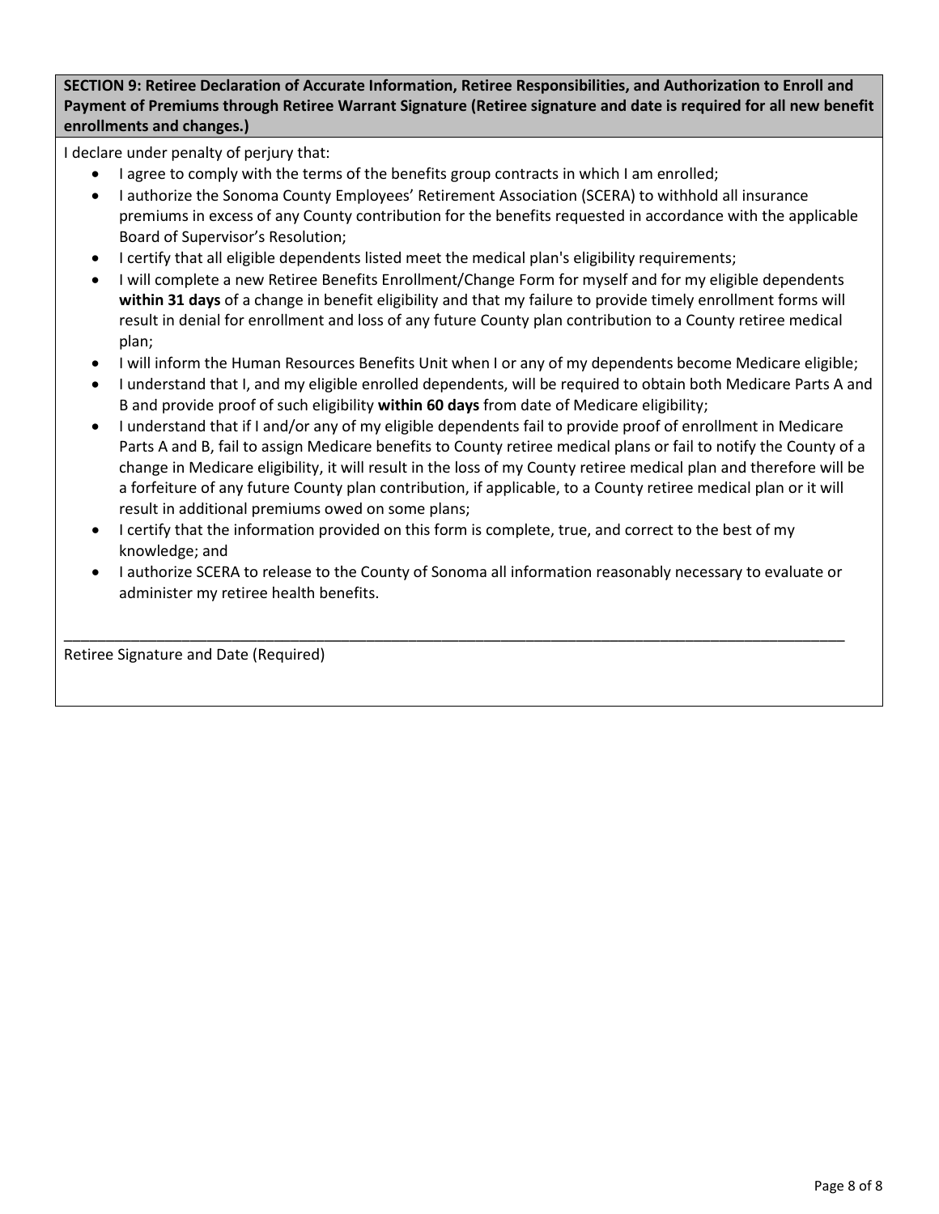**SECTION 9: Retiree Declaration of Accurate Information, Retiree Responsibilities, and Authorization to Enroll and Payment of Premiums through Retiree Warrant Signature (Retiree signature and date is required for all new benefit enrollments and changes.)**

I declare under penalty of perjury that:

- I agree to comply with the terms of the benefits group contracts in which I am enrolled;
- I authorize the Sonoma County Employees' Retirement Association (SCERA) to withhold all insurance premiums in excess of any County contribution for the benefits requested in accordance with the applicable Board of Supervisor's Resolution;
- I certify that all eligible dependents listed meet the medical plan's eligibility requirements;
- I will complete a new Retiree Benefits Enrollment/Change Form for myself and for my eligible dependents **within 31 days** of a change in benefit eligibility and that my failure to provide timely enrollment forms will result in denial for enrollment and loss of any future County plan contribution to a County retiree medical plan;
- I will inform the Human Resources Benefits Unit when I or any of my dependents become Medicare eligible;
- I understand that I, and my eligible enrolled dependents, will be required to obtain both Medicare Parts A and B and provide proof of such eligibility **within 60 days** from date of Medicare eligibility;
- I understand that if I and/or any of my eligible dependents fail to provide proof of enrollment in Medicare Parts A and B, fail to assign Medicare benefits to County retiree medical plans or fail to notify the County of a change in Medicare eligibility, it will result in the loss of my County retiree medical plan and therefore will be a forfeiture of any future County plan contribution, if applicable, to a County retiree medical plan or it will result in additional premiums owed on some plans;
- I certify that the information provided on this form is complete, true, and correct to the best of my knowledge; and
- I authorize SCERA to release to the County of Sonoma all information reasonably necessary to evaluate or administer my retiree health benefits.

\_\_\_\_\_\_\_\_\_\_\_\_\_\_\_\_\_\_\_\_\_\_\_\_\_\_\_\_\_\_\_\_\_\_\_\_\_\_\_\_\_\_\_\_\_\_\_\_\_\_\_\_\_\_\_\_\_\_\_\_\_\_\_\_\_\_\_\_\_\_\_\_\_\_\_\_

Retiree Signature and Date (Required)